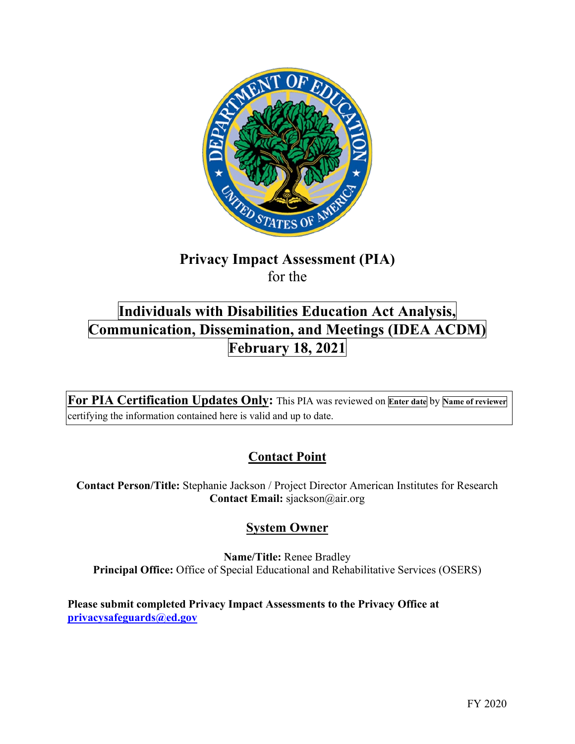# Privacy Impact Assessment (PIA)

for the

## Individuals with Disabilities Education Act Analysis, Communication, Dissemination, and Meetings (IDEA ACDM)

## February 18, 2021

**For PIA Certification Updates Only:** This PIA was reviewed on **Enter date** by **Name of reviewer** certifying the information contained here is valid and up to date.

## Contact Point

**Contact Person/Title:** Stephanie Jackson / Project Director American Institutes for Research
**Contact Email:** sjackson@air.org

## System Owner

**Name/Title:** Renee Bradley
**Principal Office:** Office of Special Educational and Rehabilitative Services (OSERS)

**Please submit completed Privacy Impact Assessments to the Privacy Office at privacysafeguards@ed.gov**

FY 2020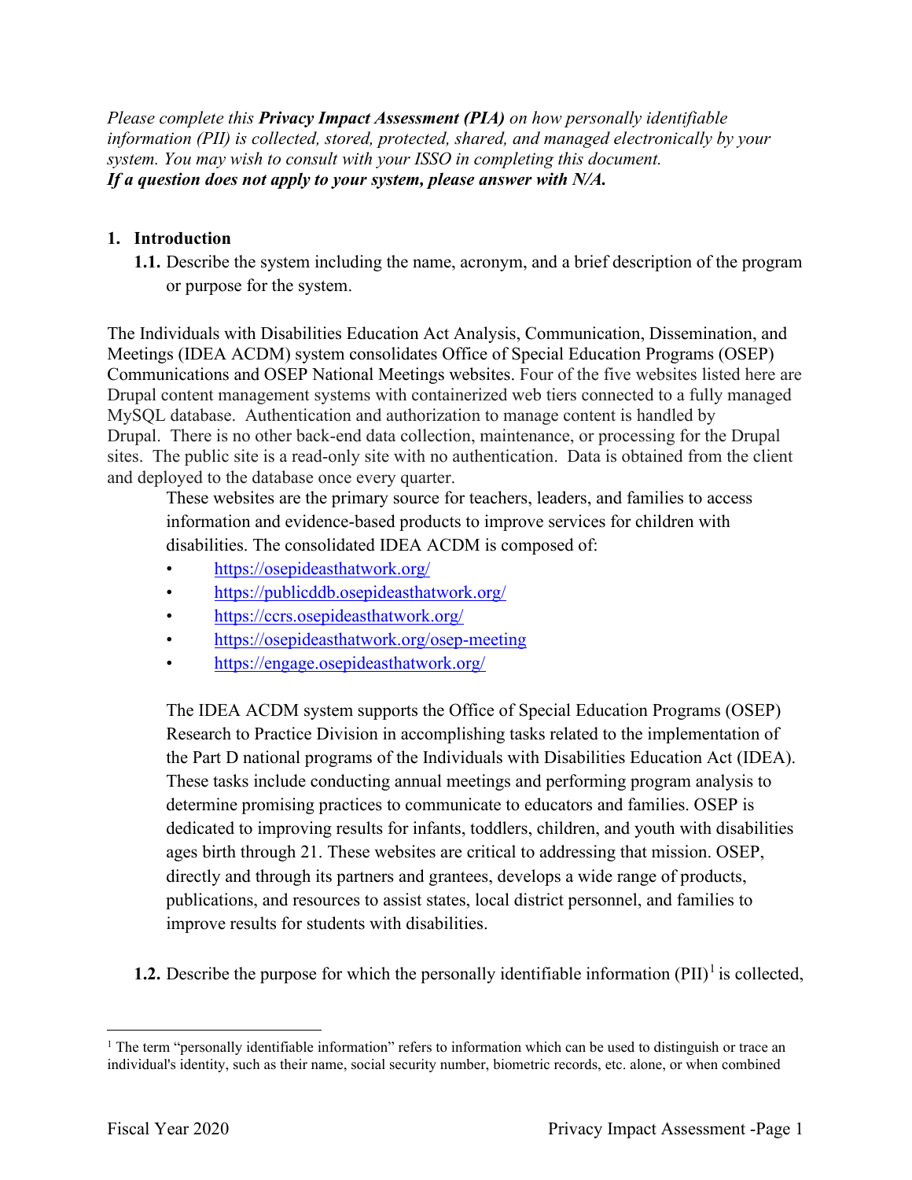*Please complete this **Privacy Impact Assessment (PIA)** on how personally identifiable information (PII) is collected, stored, protected, shared, and managed electronically by your system. You may wish to consult with your ISSO in completing this document.*
***If a question does not apply to your system, please answer with N/A.***

## 1. Introduction

**1.1.** Describe the system including the name, acronym, and a brief description of the program or purpose for the system.

The Individuals with Disabilities Education Act Analysis, Communication, Dissemination, and Meetings (IDEA ACDM) system consolidates Office of Special Education Programs (OSEP) Communications and OSEP National Meetings websites. Four of the five websites listed here are Drupal content management systems with containerized web tiers connected to a fully managed MySQL database. Authentication and authorization to manage content is handled by Drupal. There is no other back-end data collection, maintenance, or processing for the Drupal sites. The public site is a read-only site with no authentication. Data is obtained from the client and deployed to the database once every quarter.

These websites are the primary source for teachers, leaders, and families to access information and evidence-based products to improve services for children with disabilities. The consolidated IDEA ACDM is composed of:

- https://osepideasthatwork.org/
- https://publicddb.osepideasthatwork.org/
- https://ccrs.osepideasthatwork.org/
- https://osepideasthatwork.org/osep-meeting
- https://engage.osepideasthatwork.org/

The IDEA ACDM system supports the Office of Special Education Programs (OSEP) Research to Practice Division in accomplishing tasks related to the implementation of the Part D national programs of the Individuals with Disabilities Education Act (IDEA). These tasks include conducting annual meetings and performing program analysis to determine promising practices to communicate to educators and families. OSEP is dedicated to improving results for infants, toddlers, children, and youth with disabilities ages birth through 21. These websites are critical to addressing that mission. OSEP, directly and through its partners and grantees, develops a wide range of products, publications, and resources to assist states, local district personnel, and families to improve results for students with disabilities.

**1.2.** Describe the purpose for which the personally identifiable information (PII)[1] is collected,

[1] The term "personally identifiable information" refers to information which can be used to distinguish or trace an individual's identity, such as their name, social security number, biometric records, etc. alone, or when combined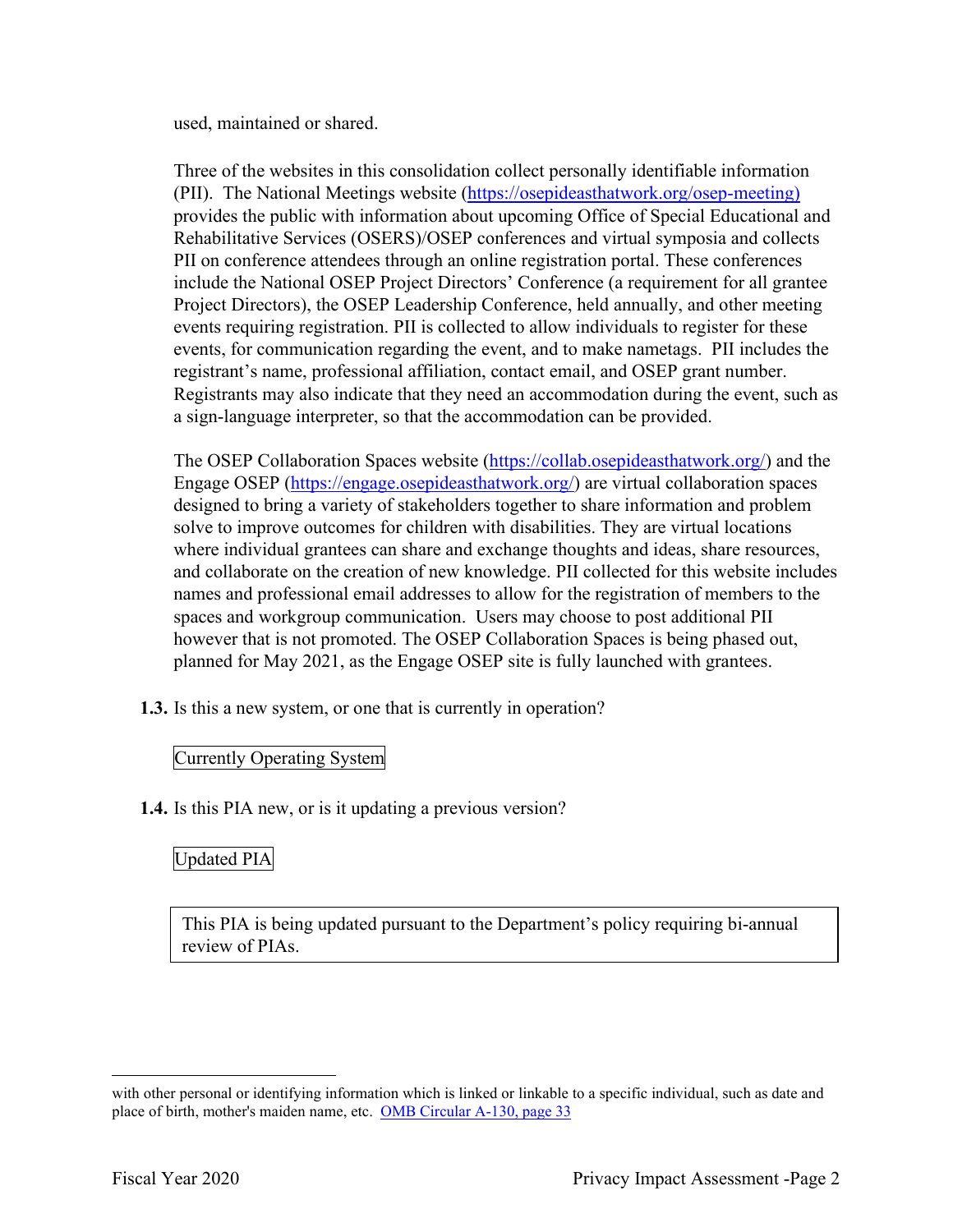used, maintained or shared.

Three of the websites in this consolidation collect personally identifiable information (PII). The National Meetings website ([https://osepideasthatwork.org/osep-meeting)](https://osepideasthatwork.org/osep-meeting) provides the public with information about upcoming Office of Special Educational and Rehabilitative Services (OSERS)/OSEP conferences and virtual symposia and collects PII on conference attendees through an online registration portal. These conferences include the National OSEP Project Directors' Conference (a requirement for all grantee Project Directors), the OSEP Leadership Conference, held annually, and other meeting events requiring registration. PII is collected to allow individuals to register for these events, for communication regarding the event, and to make nametags. PII includes the registrant's name, professional affiliation, contact email, and OSEP grant number. Registrants may also indicate that they need an accommodation during the event, such as a sign-language interpreter, so that the accommodation can be provided.

The OSEP Collaboration Spaces website ([https://collab.osepideasthatwork.org/](https://collab.osepideasthatwork.org/)) and the Engage OSEP ([https://engage.osepideasthatwork.org/](https://engage.osepideasthatwork.org/)) are virtual collaboration spaces designed to bring a variety of stakeholders together to share information and problem solve to improve outcomes for children with disabilities. They are virtual locations where individual grantees can share and exchange thoughts and ideas, share resources, and collaborate on the creation of new knowledge. PII collected for this website includes names and professional email addresses to allow for the registration of members to the spaces and workgroup communication. Users may choose to post additional PII however that is not promoted. The OSEP Collaboration Spaces is being phased out, planned for May 2021, as the Engage OSEP site is fully launched with grantees.

**1.3.** Is this a new system, or one that is currently in operation?

Currently Operating System

**1.4.** Is this PIA new, or is it updating a previous version?

Updated PIA

This PIA is being updated pursuant to the Department's policy requiring bi-annual review of PIAs.

---

with other personal or identifying information which is linked or linkable to a specific individual, such as date and place of birth, mother's maiden name, etc. [OMB Circular A-130, page 33](OMB Circular A-130, page 33)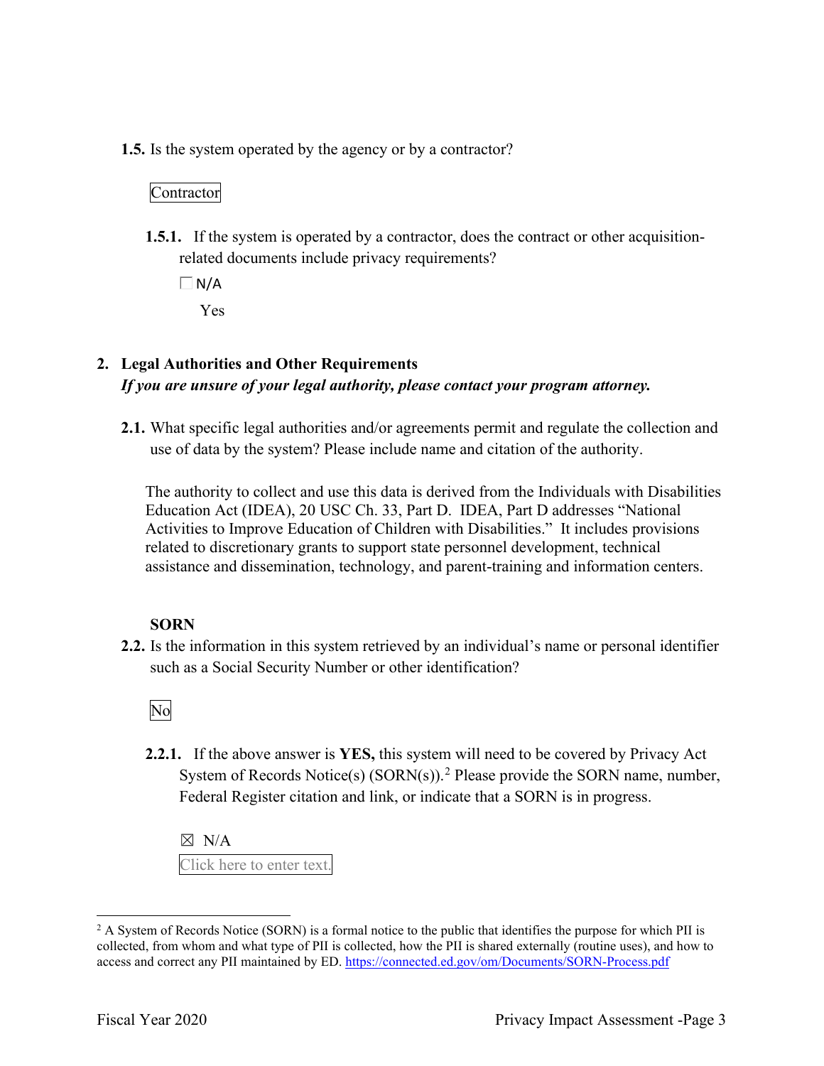**1.5.** Is the system operated by the agency or by a contractor?

Contractor

**1.5.1.** If the system is operated by a contractor, does the contract or other acquisition-related documents include privacy requirements?

☐ N/A

Yes

## 2. Legal Authorities and Other Requirements

***If you are unsure of your legal authority, please contact your program attorney.***

**2.1.** What specific legal authorities and/or agreements permit and regulate the collection and use of data by the system? Please include name and citation of the authority.

The authority to collect and use this data is derived from the Individuals with Disabilities Education Act (IDEA), 20 USC Ch. 33, Part D. IDEA, Part D addresses "National Activities to Improve Education of Children with Disabilities." It includes provisions related to discretionary grants to support state personnel development, technical assistance and dissemination, technology, and parent-training and information centers.

**SORN**

**2.2.** Is the information in this system retrieved by an individual's name or personal identifier such as a Social Security Number or other identification?

No

**2.2.1.** If the above answer is **YES,** this system will need to be covered by Privacy Act System of Records Notice(s) (SORN(s)).[2] Please provide the SORN name, number, Federal Register citation and link, or indicate that a SORN is in progress.

☒ N/A

Click here to enter text.

---

[2] A System of Records Notice (SORN) is a formal notice to the public that identifies the purpose for which PII is collected, from whom and what type of PII is collected, how the PII is shared externally (routine uses), and how to access and correct any PII maintained by ED. https://connected.ed.gov/om/Documents/SORN-Process.pdf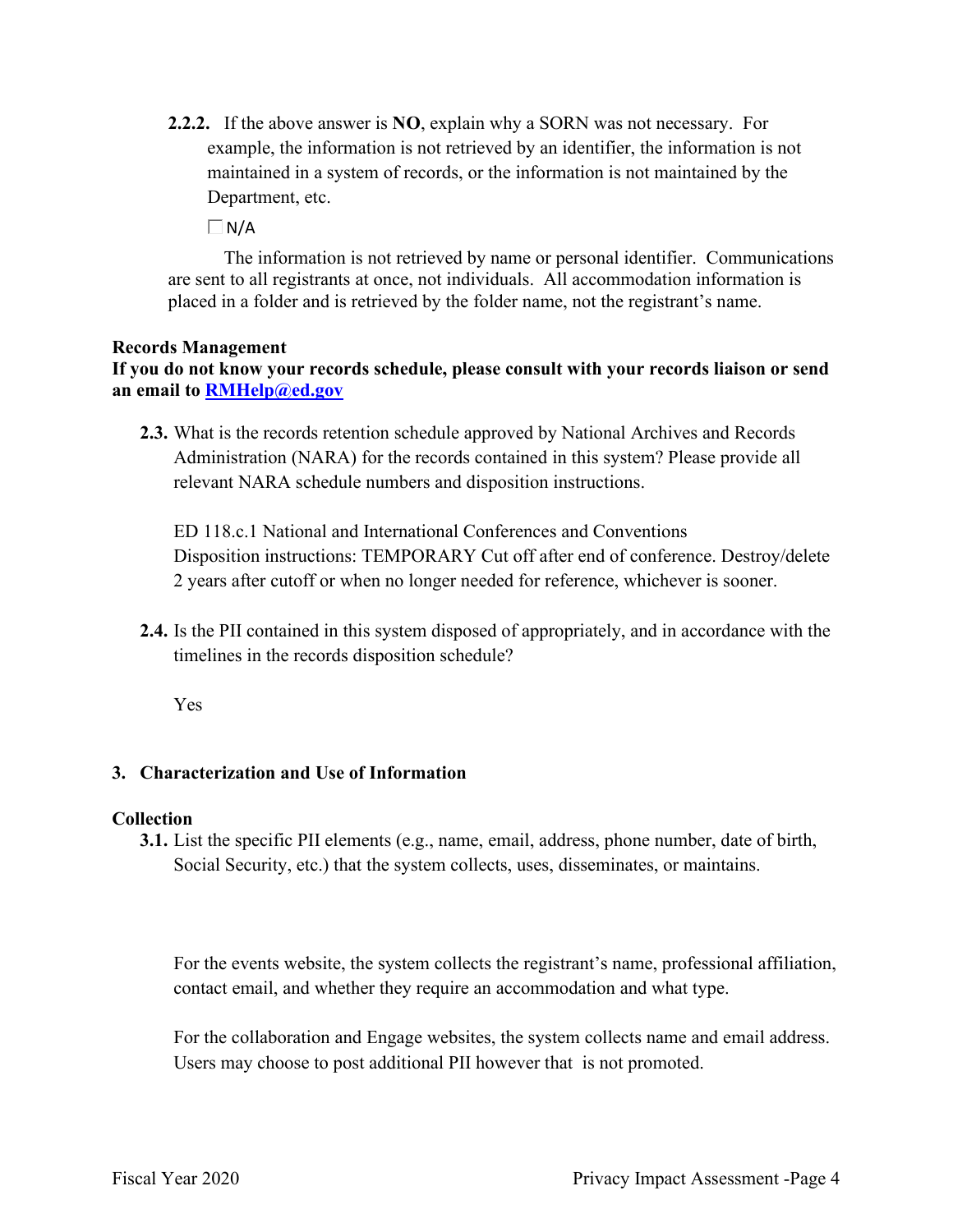**2.2.2.** If the above answer is **NO**, explain why a SORN was not necessary. For example, the information is not retrieved by an identifier, the information is not maintained in a system of records, or the information is not maintained by the Department, etc.

☐ N/A

The information is not retrieved by name or personal identifier. Communications are sent to all registrants at once, not individuals. All accommodation information is placed in a folder and is retrieved by the folder name, not the registrant's name.

**Records Management**

**If you do not know your records schedule, please consult with your records liaison or send an email to [RMHelp@ed.gov](mailto:RMHelp@ed.gov)**

**2.3.** What is the records retention schedule approved by National Archives and Records Administration (NARA) for the records contained in this system? Please provide all relevant NARA schedule numbers and disposition instructions.

ED 118.c.1 National and International Conferences and Conventions
Disposition instructions: TEMPORARY Cut off after end of conference. Destroy/delete 2 years after cutoff or when no longer needed for reference, whichever is sooner.

**2.4.** Is the PII contained in this system disposed of appropriately, and in accordance with the timelines in the records disposition schedule?

Yes

## 3. Characterization and Use of Information

**Collection**

**3.1.** List the specific PII elements (e.g., name, email, address, phone number, date of birth, Social Security, etc.) that the system collects, uses, disseminates, or maintains.

For the events website, the system collects the registrant's name, professional affiliation, contact email, and whether they require an accommodation and what type.

For the collaboration and Engage websites, the system collects name and email address. Users may choose to post additional PII however that is not promoted.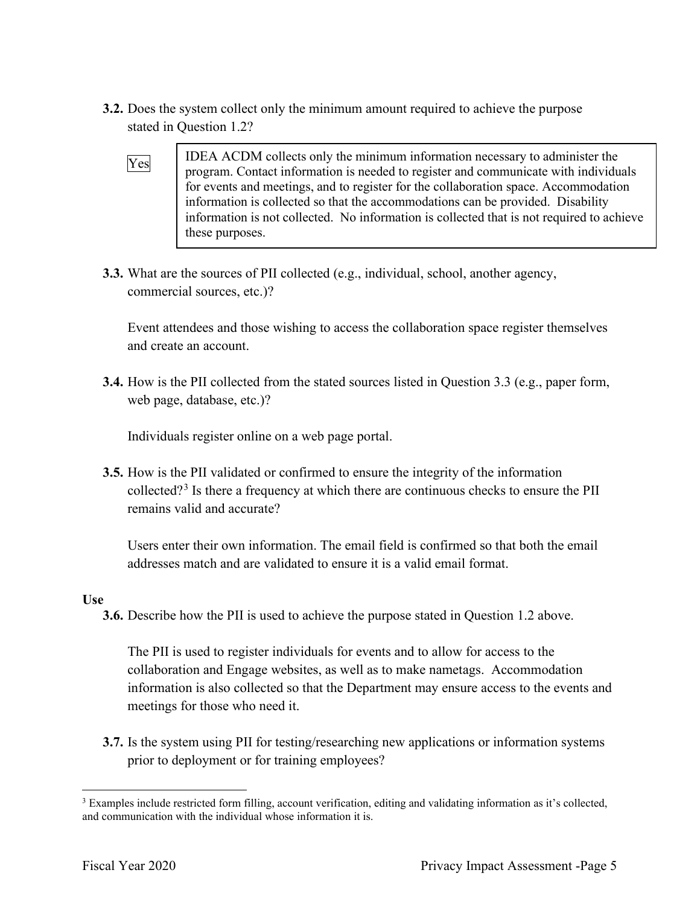**3.2.** Does the system collect only the minimum amount required to achieve the purpose stated in Question 1.2?

Yes

IDEA ACDM collects only the minimum information necessary to administer the program. Contact information is needed to register and communicate with individuals for events and meetings, and to register for the collaboration space. Accommodation information is collected so that the accommodations can be provided. Disability information is not collected. No information is collected that is not required to achieve these purposes.

**3.3.** What are the sources of PII collected (e.g., individual, school, another agency, commercial sources, etc.)?

Event attendees and those wishing to access the collaboration space register themselves and create an account.

**3.4.** How is the PII collected from the stated sources listed in Question 3.3 (e.g., paper form, web page, database, etc.)?

Individuals register online on a web page portal.

**3.5.** How is the PII validated or confirmed to ensure the integrity of the information collected?[3] Is there a frequency at which there are continuous checks to ensure the PII remains valid and accurate?

Users enter their own information. The email field is confirmed so that both the email addresses match and are validated to ensure it is a valid email format.

**Use**

**3.6.** Describe how the PII is used to achieve the purpose stated in Question 1.2 above.

The PII is used to register individuals for events and to allow for access to the collaboration and Engage websites, as well as to make nametags. Accommodation information is also collected so that the Department may ensure access to the events and meetings for those who need it.

**3.7.** Is the system using PII for testing/researching new applications or information systems prior to deployment or for training employees?

[3] Examples include restricted form filling, account verification, editing and validating information as it's collected, and communication with the individual whose information it is.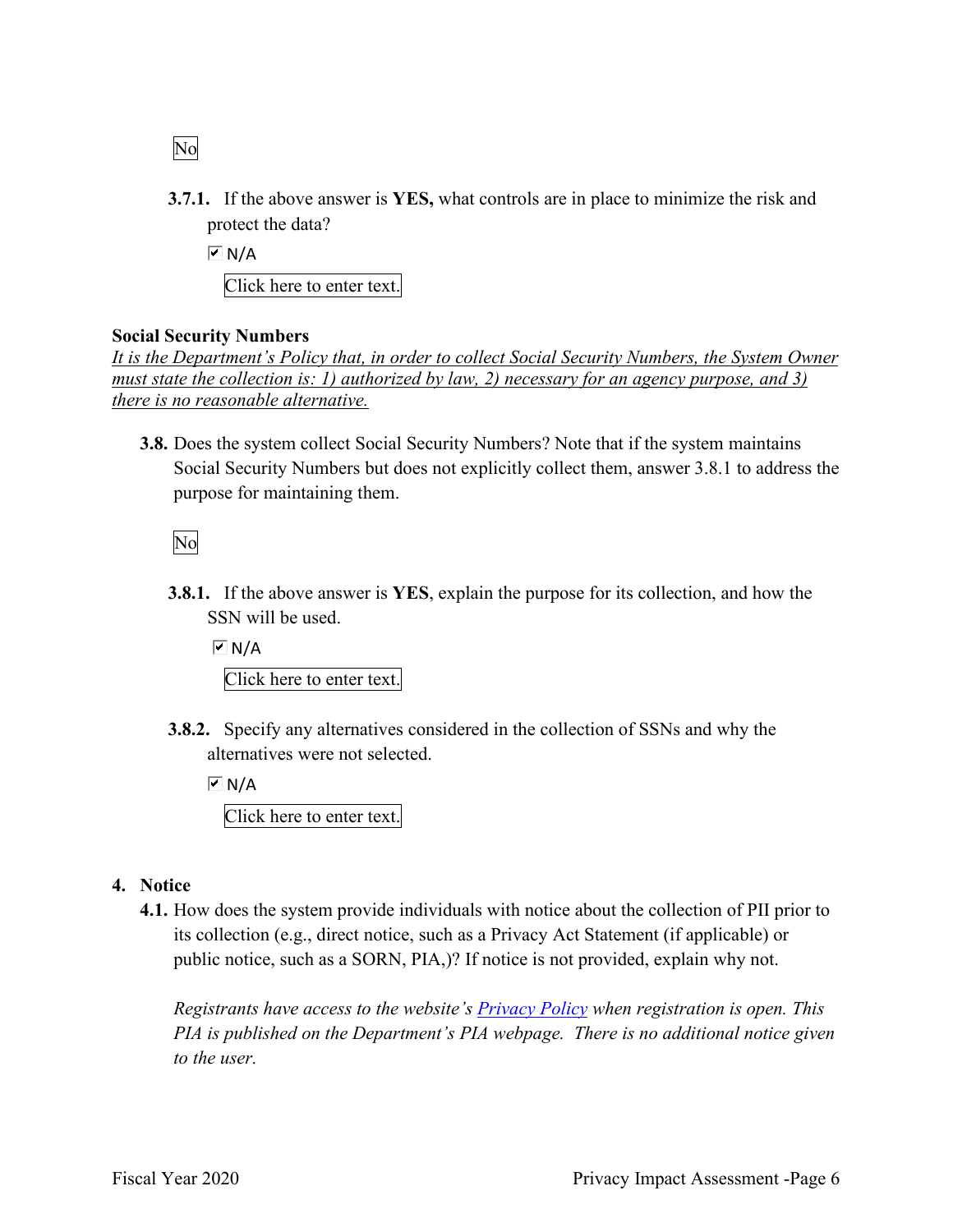No

**3.7.1.** If the above answer is **YES,** what controls are in place to minimize the risk and protect the data?

☑ N/A

Click here to enter text.

**Social Security Numbers**

*It is the Department's Policy that, in order to collect Social Security Numbers, the System Owner must state the collection is: 1) authorized by law, 2) necessary for an agency purpose, and 3) there is no reasonable alternative.*

**3.8.** Does the system collect Social Security Numbers? Note that if the system maintains Social Security Numbers but does not explicitly collect them, answer 3.8.1 to address the purpose for maintaining them.

No

**3.8.1.** If the above answer is **YES**, explain the purpose for its collection, and how the SSN will be used.

☑ N/A

Click here to enter text.

**3.8.2.** Specify any alternatives considered in the collection of SSNs and why the alternatives were not selected.

☑ N/A

Click here to enter text.

## 4. Notice

**4.1.** How does the system provide individuals with notice about the collection of PII prior to its collection (e.g., direct notice, such as a Privacy Act Statement (if applicable) or public notice, such as a SORN, PIA,)? If notice is not provided, explain why not.

*Registrants have access to the website's Privacy Policy when registration is open. This PIA is published on the Department's PIA webpage. There is no additional notice given to the user.*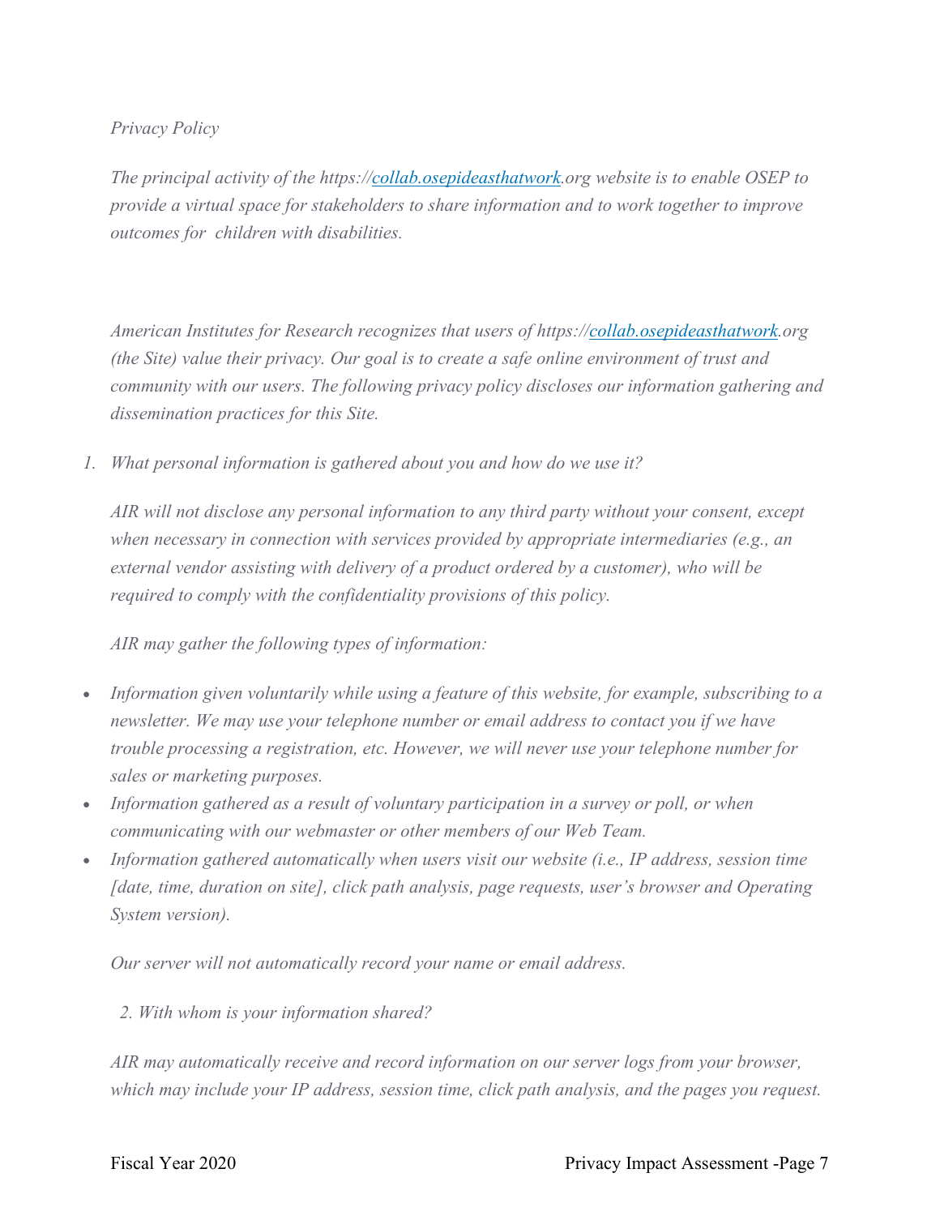*Privacy Policy*

*The principal activity of the https://[collab.osepideasthatwork](collab.osepideasthatwork).org website is to enable OSEP to provide a virtual space for stakeholders to share information and to work together to improve outcomes for children with disabilities.*

*American Institutes for Research recognizes that users of https://[collab.osepideasthatwork](collab.osepideasthatwork).org (the Site) value their privacy. Our goal is to create a safe online environment of trust and community with our users. The following privacy policy discloses our information gathering and dissemination practices for this Site.*

1. *What personal information is gathered about you and how do we use it?*

*AIR will not disclose any personal information to any third party without your consent, except when necessary in connection with services provided by appropriate intermediaries (e.g., an external vendor assisting with delivery of a product ordered by a customer), who will be required to comply with the confidentiality provisions of this policy.*

*AIR may gather the following types of information:*

- *Information given voluntarily while using a feature of this website, for example, subscribing to a newsletter. We may use your telephone number or email address to contact you if we have trouble processing a registration, etc. However, we will never use your telephone number for sales or marketing purposes.*
- *Information gathered as a result of voluntary participation in a survey or poll, or when communicating with our webmaster or other members of our Web Team.*
- *Information gathered automatically when users visit our website (i.e., IP address, session time [date, time, duration on site], click path analysis, page requests, user's browser and Operating System version).*

*Our server will not automatically record your name or email address.*

2. *With whom is your information shared?*

*AIR may automatically receive and record information on our server logs from your browser, which may include your IP address, session time, click path analysis, and the pages you request.*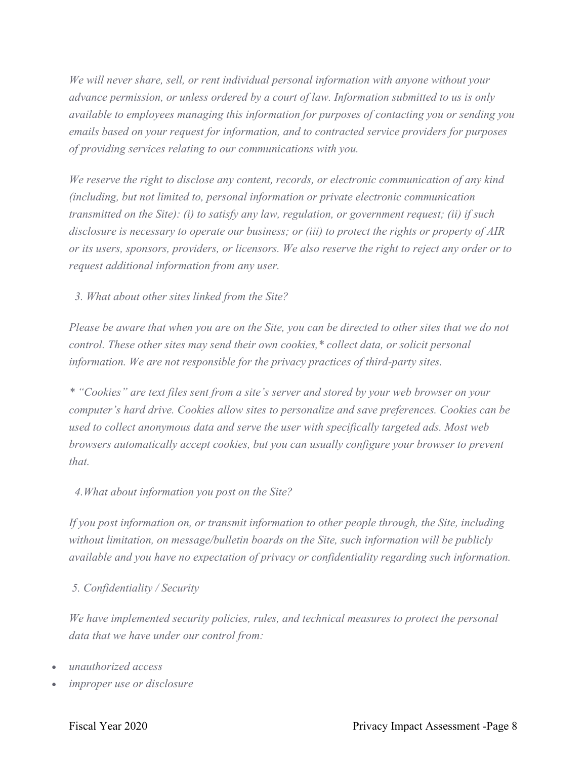*We will never share, sell, or rent individual personal information with anyone without your advance permission, or unless ordered by a court of law. Information submitted to us is only available to employees managing this information for purposes of contacting you or sending you emails based on your request for information, and to contracted service providers for purposes of providing services relating to our communications with you.*

*We reserve the right to disclose any content, records, or electronic communication of any kind (including, but not limited to, personal information or private electronic communication transmitted on the Site): (i) to satisfy any law, regulation, or government request; (ii) if such disclosure is necessary to operate our business; or (iii) to protect the rights or property of AIR or its users, sponsors, providers, or licensors. We also reserve the right to reject any order or to request additional information from any user.*

*3. What about other sites linked from the Site?*

*Please be aware that when you are on the Site, you can be directed to other sites that we do not control. These other sites may send their own cookies,* collect data, or solicit personal information. We are not responsible for the privacy practices of third-party sites.*

** "Cookies" are text files sent from a site's server and stored by your web browser on your computer's hard drive. Cookies allow sites to personalize and save preferences. Cookies can be used to collect anonymous data and serve the user with specifically targeted ads. Most web browsers automatically accept cookies, but you can usually configure your browser to prevent that.*

*4.What about information you post on the Site?*

*If you post information on, or transmit information to other people through, the Site, including without limitation, on message/bulletin boards on the Site, such information will be publicly available and you have no expectation of privacy or confidentiality regarding such information.*

*5. Confidentiality / Security*

*We have implemented security policies, rules, and technical measures to protect the personal data that we have under our control from:*

- *unauthorized access*
- *improper use or disclosure*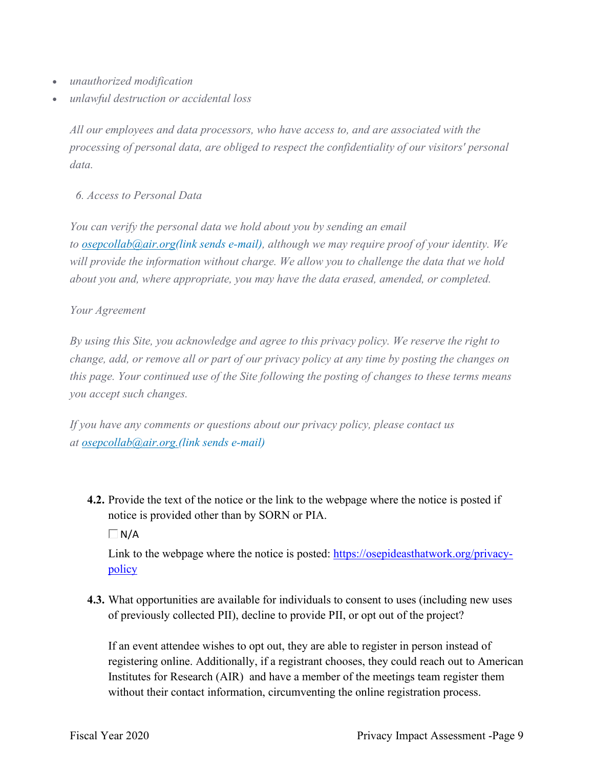- *unauthorized modification*
- *unlawful destruction or accidental loss*

*All our employees and data processors, who have access to, and are associated with the processing of personal data, are obliged to respect the confidentiality of our visitors' personal data.*

*6. Access to Personal Data*

*You can verify the personal data we hold about you by sending an email to [osepcollab@air.org](mailto:osepcollab@air.org)(link sends e-mail), although we may require proof of your identity. We will provide the information without charge. We allow you to challenge the data that we hold about you and, where appropriate, you may have the data erased, amended, or completed.*

*Your Agreement*

*By using this Site, you acknowledge and agree to this privacy policy. We reserve the right to change, add, or remove all or part of our privacy policy at any time by posting the changes on this page. Your continued use of the Site following the posting of changes to these terms means you accept such changes.*

*If you have any comments or questions about our privacy policy, please contact us at [osepcollab@air.org.](mailto:osepcollab@air.org)(link sends e-mail)*

**4.2.** Provide the text of the notice or the link to the webpage where the notice is posted if notice is provided other than by SORN or PIA.

☐ N/A

Link to the webpage where the notice is posted: [https://osepideasthatwork.org/privacy-policy](https://osepideasthatwork.org/privacy-policy)

**4.3.** What opportunities are available for individuals to consent to uses (including new uses of previously collected PII), decline to provide PII, or opt out of the project?

If an event attendee wishes to opt out, they are able to register in person instead of registering online. Additionally, if a registrant chooses, they could reach out to American Institutes for Research (AIR) and have a member of the meetings team register them without their contact information, circumventing the online registration process.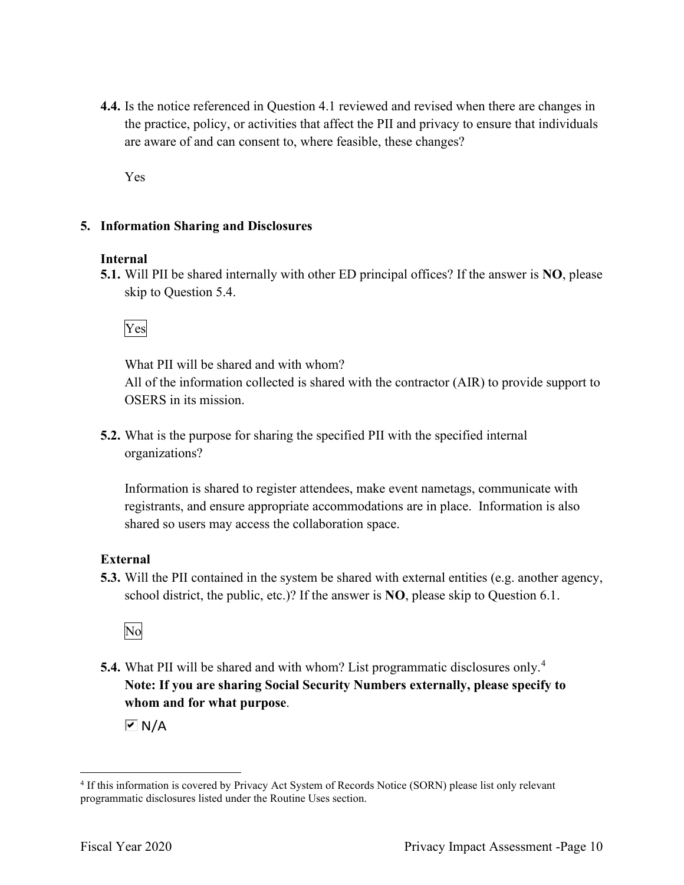**4.4.** Is the notice referenced in Question 4.1 reviewed and revised when there are changes in the practice, policy, or activities that affect the PII and privacy to ensure that individuals are aware of and can consent to, where feasible, these changes?

Yes

## 5. Information Sharing and Disclosures

### Internal

**5.1.** Will PII be shared internally with other ED principal offices? If the answer is **NO**, please skip to Question 5.4.

Yes

What PII will be shared and with whom?
All of the information collected is shared with the contractor (AIR) to provide support to OSERS in its mission.

**5.2.** What is the purpose for sharing the specified PII with the specified internal organizations?

Information is shared to register attendees, make event nametags, communicate with registrants, and ensure appropriate accommodations are in place. Information is also shared so users may access the collaboration space.

### External

**5.3.** Will the PII contained in the system be shared with external entities (e.g. another agency, school district, the public, etc.)? If the answer is **NO**, please skip to Question 6.1.

No

**5.4.** What PII will be shared and with whom? List programmatic disclosures only.[4]
**Note: If you are sharing Social Security Numbers externally, please specify to whom and for what purpose**.

☑ N/A

[4] If this information is covered by Privacy Act System of Records Notice (SORN) please list only relevant programmatic disclosures listed under the Routine Uses section.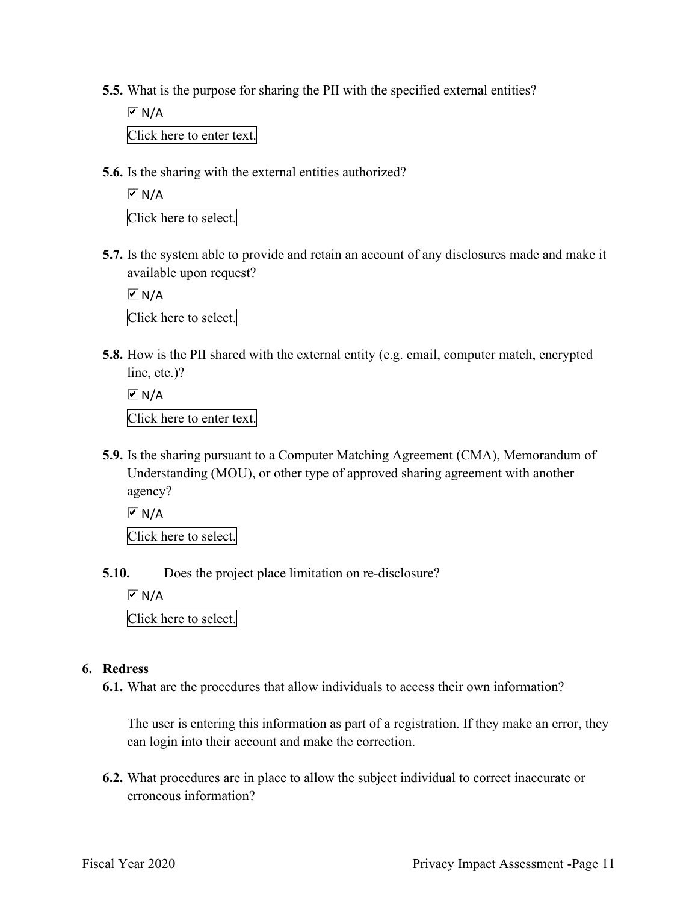**5.5.** What is the purpose for sharing the PII with the specified external entities?

☑ N/A

Click here to enter text.

**5.6.** Is the sharing with the external entities authorized?

☑ N/A

Click here to select.

**5.7.** Is the system able to provide and retain an account of any disclosures made and make it available upon request?

☑ N/A

Click here to select.

**5.8.** How is the PII shared with the external entity (e.g. email, computer match, encrypted line, etc.)?

☑ N/A

Click here to enter text.

**5.9.** Is the sharing pursuant to a Computer Matching Agreement (CMA), Memorandum of Understanding (MOU), or other type of approved sharing agreement with another agency?

☑ N/A

Click here to select.

**5.10.** Does the project place limitation on re-disclosure?

☑ N/A

Click here to select.

## 6. Redress

**6.1.** What are the procedures that allow individuals to access their own information?

The user is entering this information as part of a registration. If they make an error, they can login into their account and make the correction.

**6.2.** What procedures are in place to allow the subject individual to correct inaccurate or erroneous information?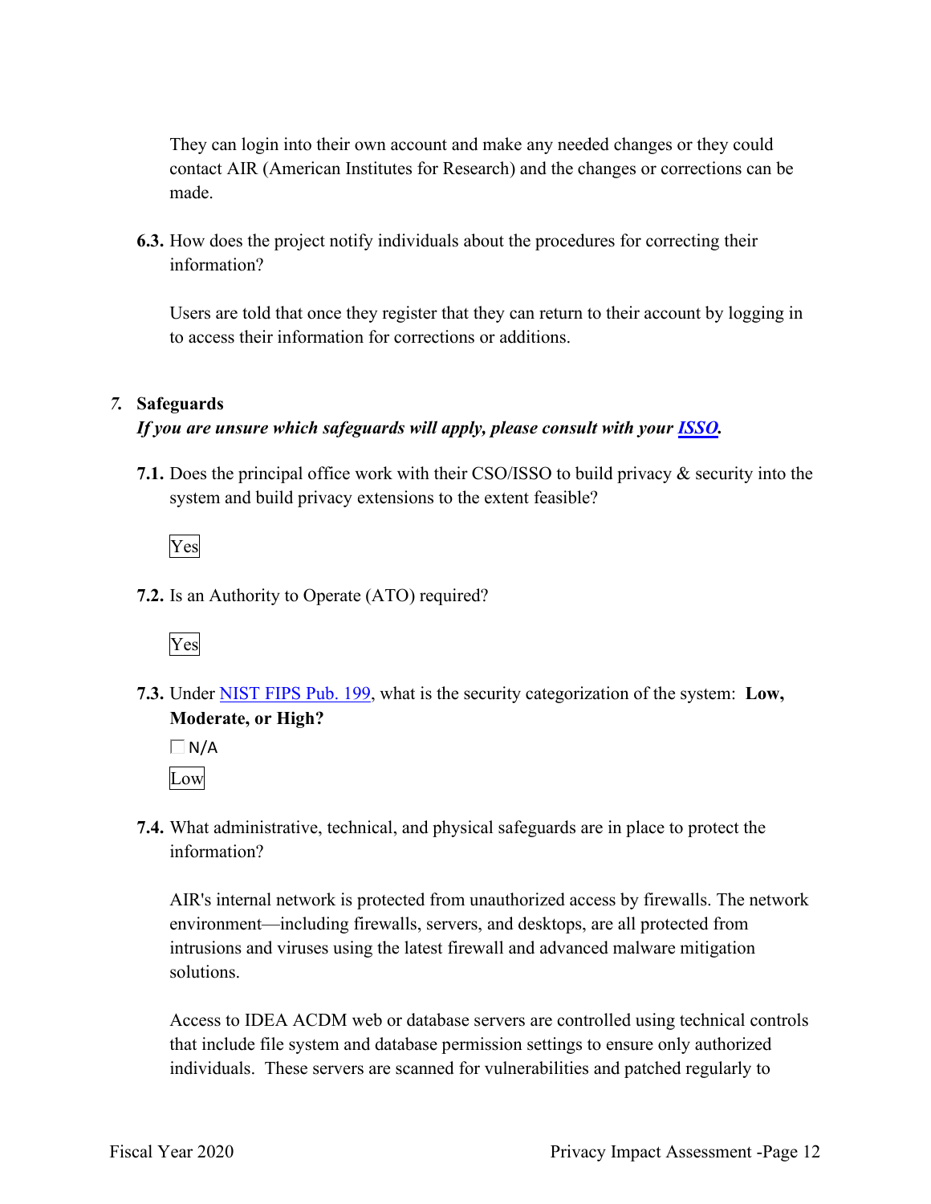They can login into their own account and make any needed changes or they could contact AIR (American Institutes for Research) and the changes or corrections can be made.

**6.3.** How does the project notify individuals about the procedures for correcting their information?

Users are told that once they register that they can return to their account by logging in to access their information for corrections or additions.

## *7.* Safeguards

***If you are unsure which safeguards will apply, please consult with your ISSO.***

**7.1.** Does the principal office work with their CSO/ISSO to build privacy & security into the system and build privacy extensions to the extent feasible?

Yes

**7.2.** Is an Authority to Operate (ATO) required?

Yes

**7.3.** Under NIST FIPS Pub. 199, what is the security categorization of the system: **Low, Moderate, or High?**

☐ N/A

Low

**7.4.** What administrative, technical, and physical safeguards are in place to protect the information?

AIR's internal network is protected from unauthorized access by firewalls. The network environment—including firewalls, servers, and desktops, are all protected from intrusions and viruses using the latest firewall and advanced malware mitigation solutions.

Access to IDEA ACDM web or database servers are controlled using technical controls that include file system and database permission settings to ensure only authorized individuals. These servers are scanned for vulnerabilities and patched regularly to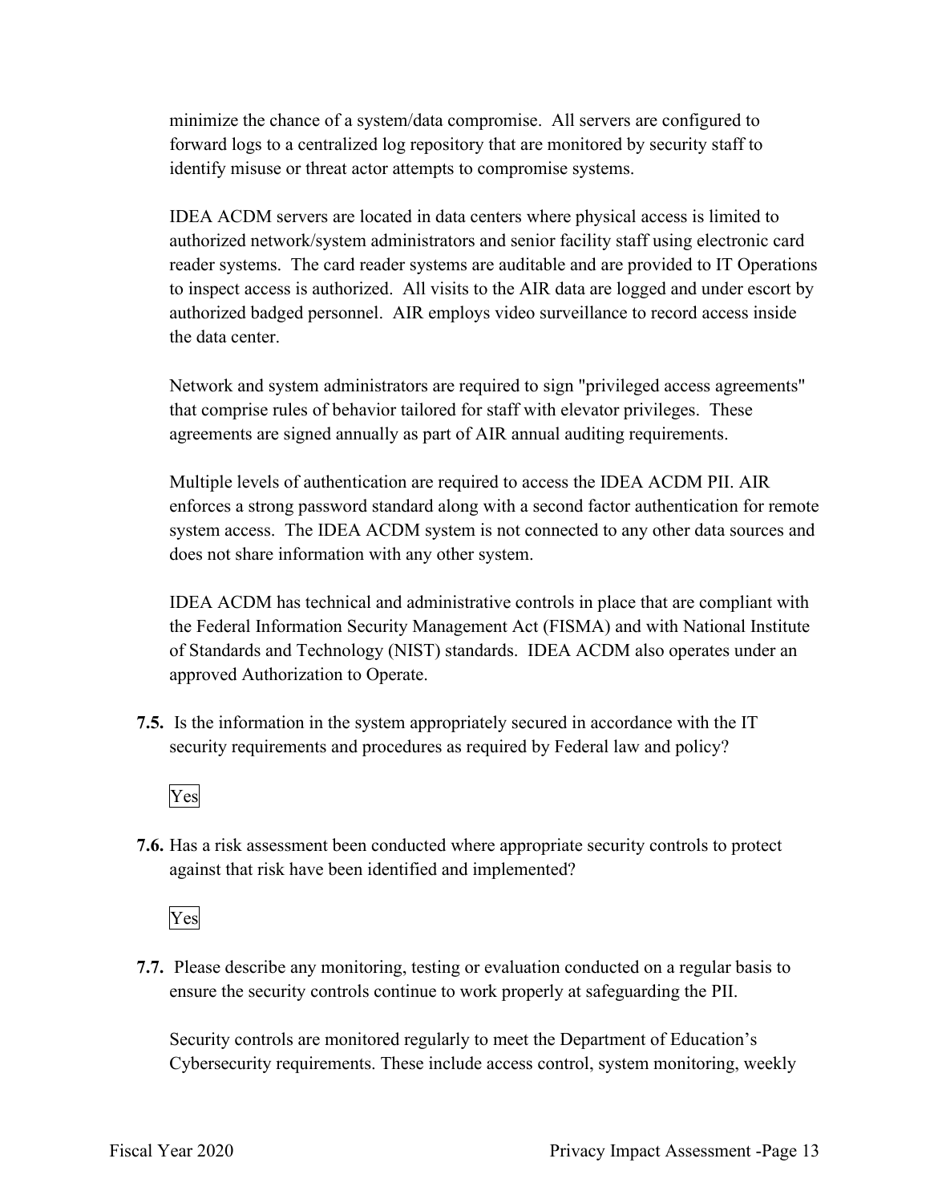minimize the chance of a system/data compromise. All servers are configured to forward logs to a centralized log repository that are monitored by security staff to identify misuse or threat actor attempts to compromise systems.

IDEA ACDM servers are located in data centers where physical access is limited to authorized network/system administrators and senior facility staff using electronic card reader systems. The card reader systems are auditable and are provided to IT Operations to inspect access is authorized. All visits to the AIR data are logged and under escort by authorized badged personnel. AIR employs video surveillance to record access inside the data center.

Network and system administrators are required to sign "privileged access agreements" that comprise rules of behavior tailored for staff with elevator privileges. These agreements are signed annually as part of AIR annual auditing requirements.

Multiple levels of authentication are required to access the IDEA ACDM PII. AIR enforces a strong password standard along with a second factor authentication for remote system access. The IDEA ACDM system is not connected to any other data sources and does not share information with any other system.

IDEA ACDM has technical and administrative controls in place that are compliant with the Federal Information Security Management Act (FISMA) and with National Institute of Standards and Technology (NIST) standards. IDEA ACDM also operates under an approved Authorization to Operate.

**7.5.** Is the information in the system appropriately secured in accordance with the IT security requirements and procedures as required by Federal law and policy?

Yes

**7.6.** Has a risk assessment been conducted where appropriate security controls to protect against that risk have been identified and implemented?

Yes

**7.7.** Please describe any monitoring, testing or evaluation conducted on a regular basis to ensure the security controls continue to work properly at safeguarding the PII.

Security controls are monitored regularly to meet the Department of Education's Cybersecurity requirements. These include access control, system monitoring, weekly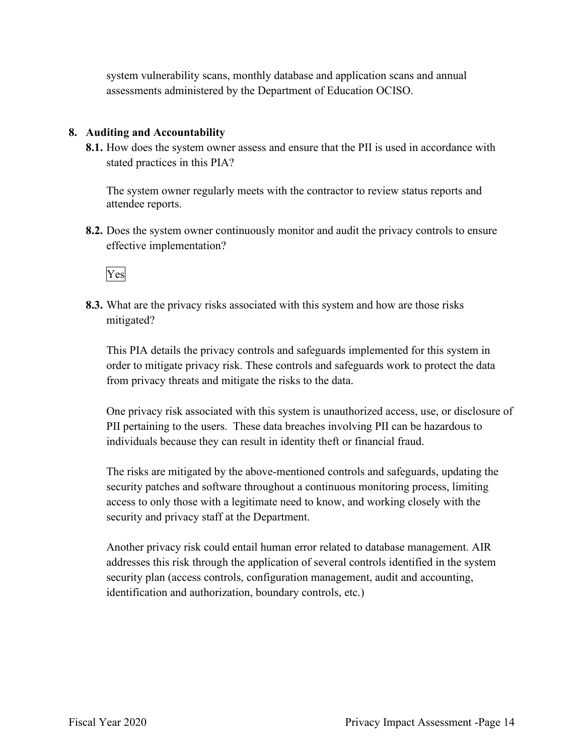system vulnerability scans, monthly database and application scans and annual assessments administered by the Department of Education OCISO.

## 8. Auditing and Accountability

**8.1.** How does the system owner assess and ensure that the PII is used in accordance with stated practices in this PIA?

The system owner regularly meets with the contractor to review status reports and attendee reports.

**8.2.** Does the system owner continuously monitor and audit the privacy controls to ensure effective implementation?

Yes

**8.3.** What are the privacy risks associated with this system and how are those risks mitigated?

This PIA details the privacy controls and safeguards implemented for this system in order to mitigate privacy risk. These controls and safeguards work to protect the data from privacy threats and mitigate the risks to the data.

One privacy risk associated with this system is unauthorized access, use, or disclosure of PII pertaining to the users. These data breaches involving PII can be hazardous to individuals because they can result in identity theft or financial fraud.

The risks are mitigated by the above-mentioned controls and safeguards, updating the security patches and software throughout a continuous monitoring process, limiting access to only those with a legitimate need to know, and working closely with the security and privacy staff at the Department.

Another privacy risk could entail human error related to database management. AIR addresses this risk through the application of several controls identified in the system security plan (access controls, configuration management, audit and accounting, identification and authorization, boundary controls, etc.)